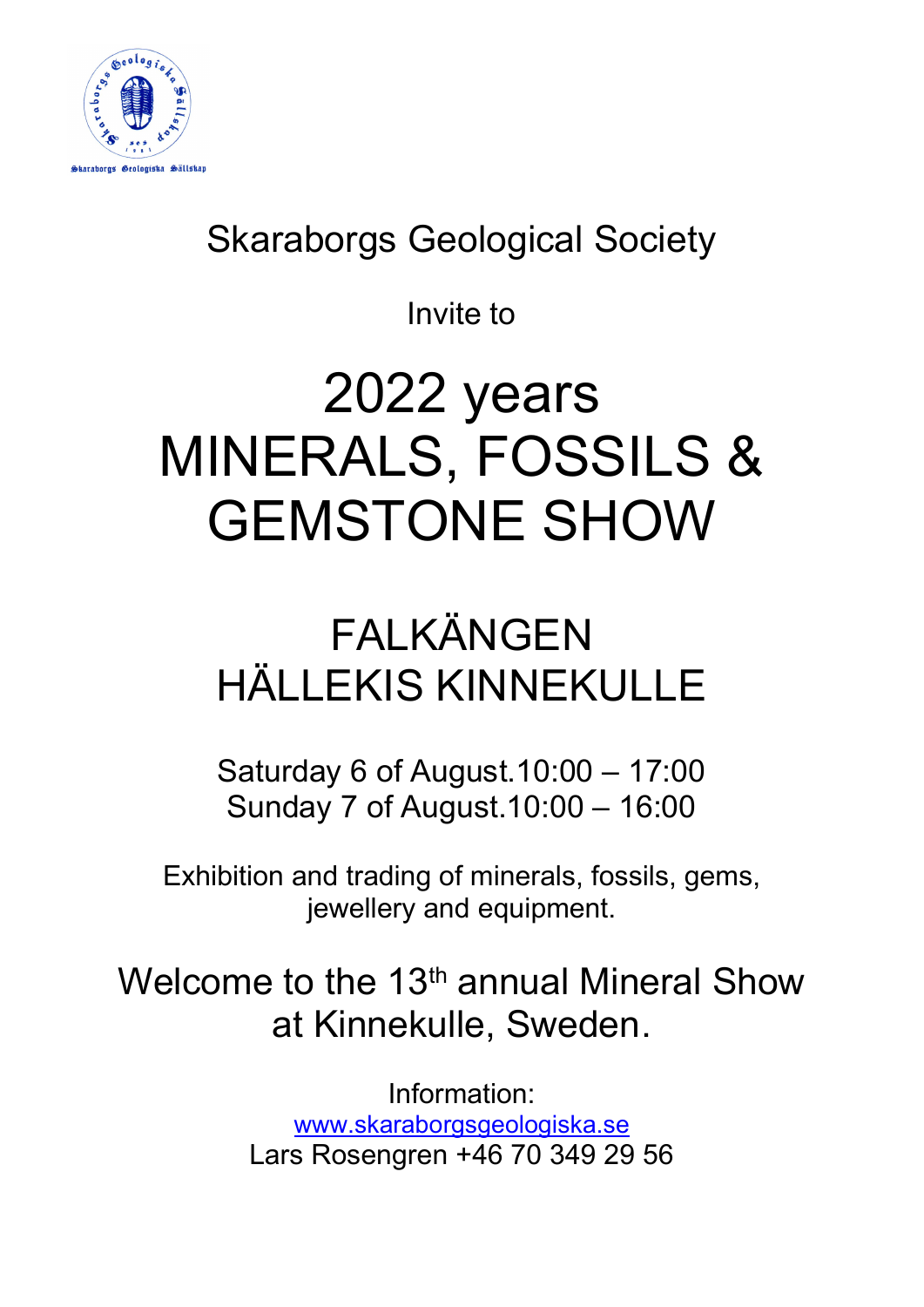Skaraborgs Geological Society

Invite to

# 2022 years MINERALS, FOSSILS & GEMSTONE SHOW

## FALKÄNGEN HÄLLEKIS KINNEKULLE

Saturday 6 of August.10:00 – 17:00
Sunday 7 of August.10:00 – 16:00

Exhibition and trading of minerals, fossils, gems, jewellery and equipment.

Welcome to the 13th annual Mineral Show at Kinnekulle, Sweden.

Information:
www.skaraborgsgeologiska.se
Lars Rosengren +46 70 349 29 56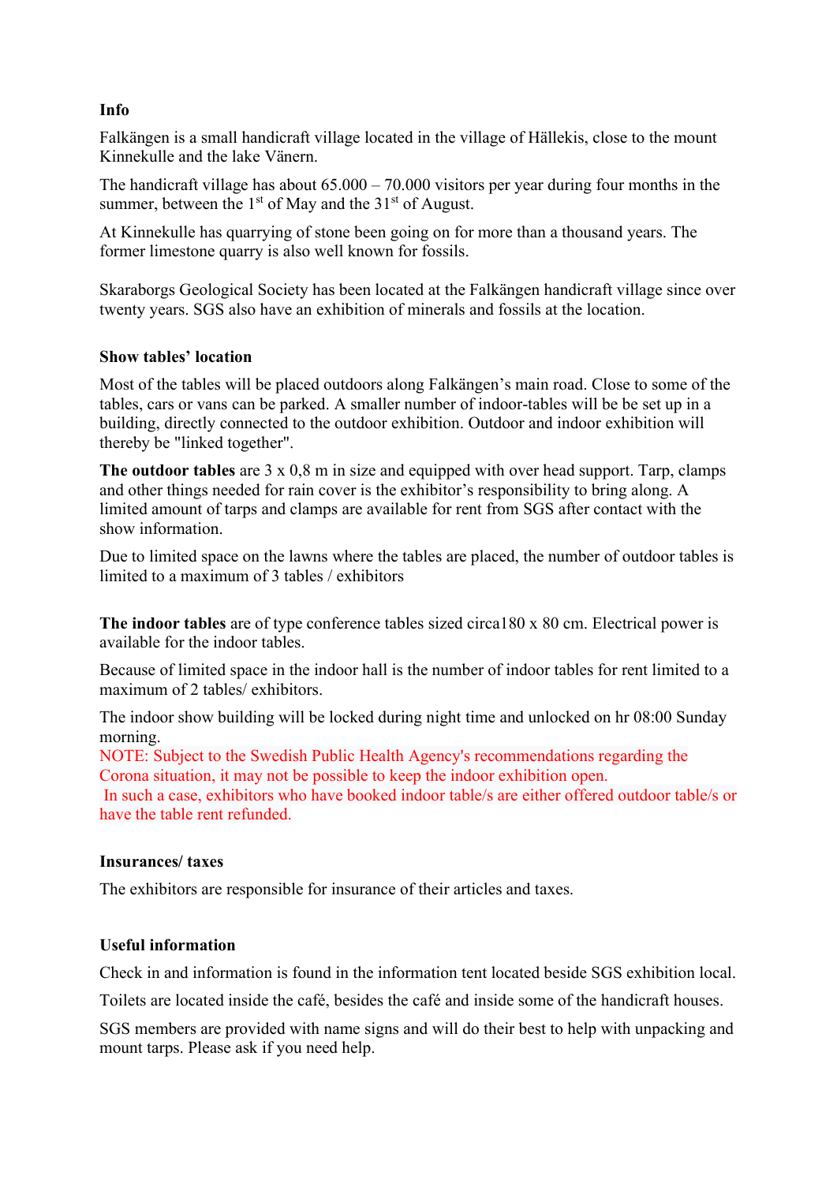**Info**

Falkängen is a small handicraft village located in the village of Hällekis, close to the mount Kinnekulle and the lake Vänern.

The handicraft village has about 65.000 – 70.000 visitors per year during four months in the summer, between the 1st of May and the 31st of August.

At Kinnekulle has quarrying of stone been going on for more than a thousand years. The former limestone quarry is also well known for fossils.

Skaraborgs Geological Society has been located at the Falkängen handicraft village since over twenty years. SGS also have an exhibition of minerals and fossils at the location.

**Show tables' location**

Most of the tables will be placed outdoors along Falkängen's main road. Close to some of the tables, cars or vans can be parked. A smaller number of indoor-tables will be be set up in a building, directly connected to the outdoor exhibition. Outdoor and indoor exhibition will thereby be "linked together".

**The outdoor tables** are 3 x 0,8 m in size and equipped with over head support. Tarp, clamps and other things needed for rain cover is the exhibitor's responsibility to bring along. A limited amount of tarps and clamps are available for rent from SGS after contact with the show information.

Due to limited space on the lawns where the tables are placed, the number of outdoor tables is limited to a maximum of 3 tables / exhibitors

**The indoor tables** are of type conference tables sized circa180 x 80 cm. Electrical power is available for the indoor tables.

Because of limited space in the indoor hall is the number of indoor tables for rent limited to a maximum of 2 tables/ exhibitors.

The indoor show building will be locked during night time and unlocked on hr 08:00 Sunday morning.
NOTE: Subject to the Swedish Public Health Agency's recommendations regarding the Corona situation, it may not be possible to keep the indoor exhibition open.
In such a case, exhibitors who have booked indoor table/s are either offered outdoor table/s or have the table rent refunded.

**Insurances/ taxes**

The exhibitors are responsible for insurance of their articles and taxes.

**Useful information**

Check in and information is found in the information tent located beside SGS exhibition local.

Toilets are located inside the café, besides the café and inside some of the handicraft houses.

SGS members are provided with name signs and will do their best to help with unpacking and mount tarps. Please ask if you need help.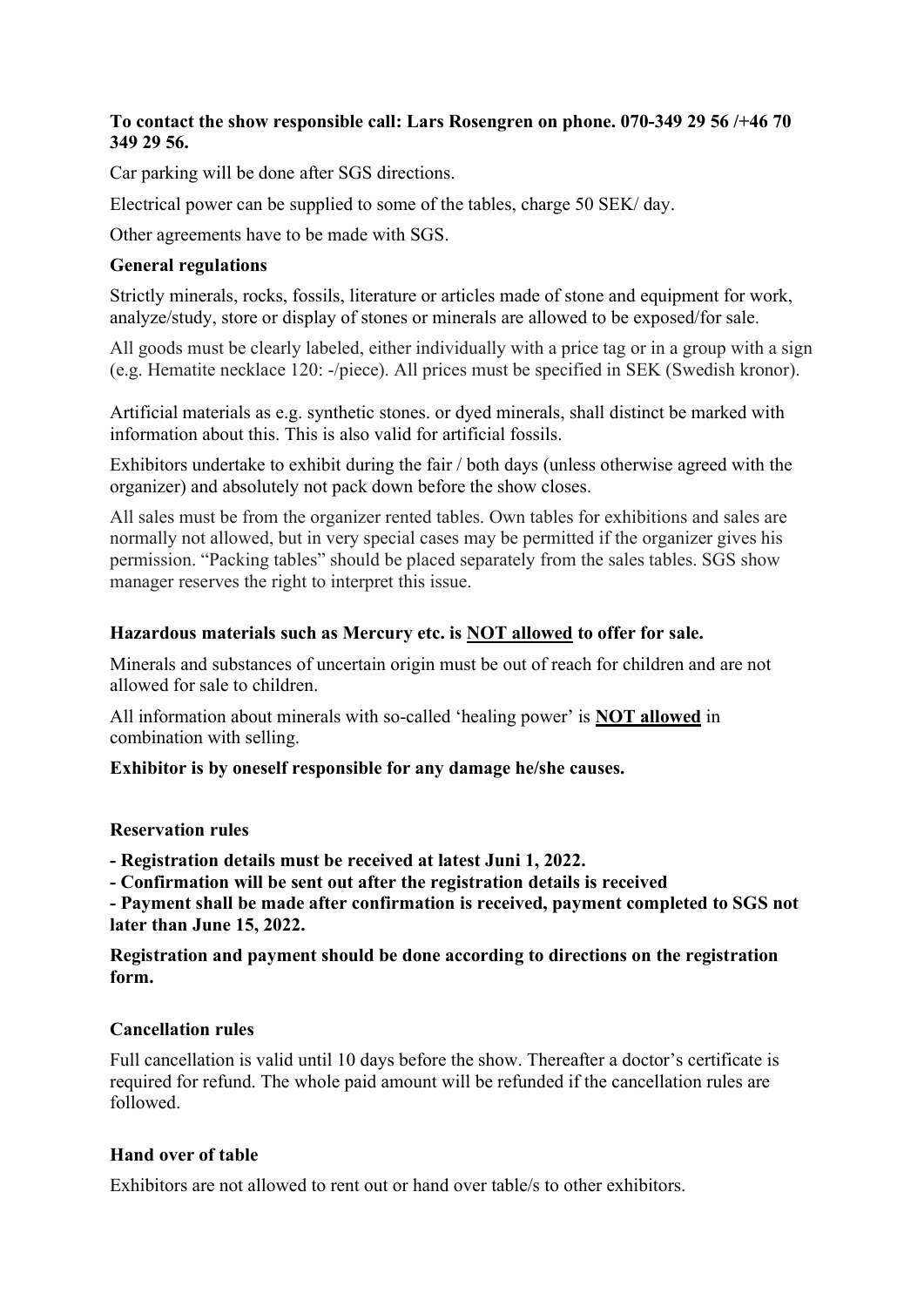**To contact the show responsible call: Lars Rosengren on phone. 070-349 29 56 /+46 70 349 29 56.**

Car parking will be done after SGS directions.

Electrical power can be supplied to some of the tables, charge 50 SEK/ day.

Other agreements have to be made with SGS.

### General regulations

Strictly minerals, rocks, fossils, literature or articles made of stone and equipment for work, analyze/study, store or display of stones or minerals are allowed to be exposed/for sale.

All goods must be clearly labeled, either individually with a price tag or in a group with a sign (e.g. Hematite necklace 120: -/piece). All prices must be specified in SEK (Swedish kronor).

Artificial materials as e.g. synthetic stones. or dyed minerals, shall distinct be marked with information about this. This is also valid for artificial fossils.

Exhibitors undertake to exhibit during the fair / both days (unless otherwise agreed with the organizer) and absolutely not pack down before the show closes.

All sales must be from the organizer rented tables. Own tables for exhibitions and sales are normally not allowed, but in very special cases may be permitted if the organizer gives his permission. "Packing tables" should be placed separately from the sales tables. SGS show manager reserves the right to interpret this issue.

**Hazardous materials such as Mercury etc. is <u>NOT allowed</u> to offer for sale.**

Minerals and substances of uncertain origin must be out of reach for children and are not allowed for sale to children.

All information about minerals with so-called 'healing power' is **<u>NOT allowed</u>** in combination with selling.

**Exhibitor is by oneself responsible for any damage he/she causes.**

### Reservation rules

**- Registration details must be received at latest Juni 1, 2022.**

**- Confirmation will be sent out after the registration details is received**

**- Payment shall be made after confirmation is received, payment completed to SGS not later than June 15, 2022.**

**Registration and payment should be done according to directions on the registration form.**

### Cancellation rules

Full cancellation is valid until 10 days before the show. Thereafter a doctor's certificate is required for refund. The whole paid amount will be refunded if the cancellation rules are followed.

### Hand over of table

Exhibitors are not allowed to rent out or hand over table/s to other exhibitors.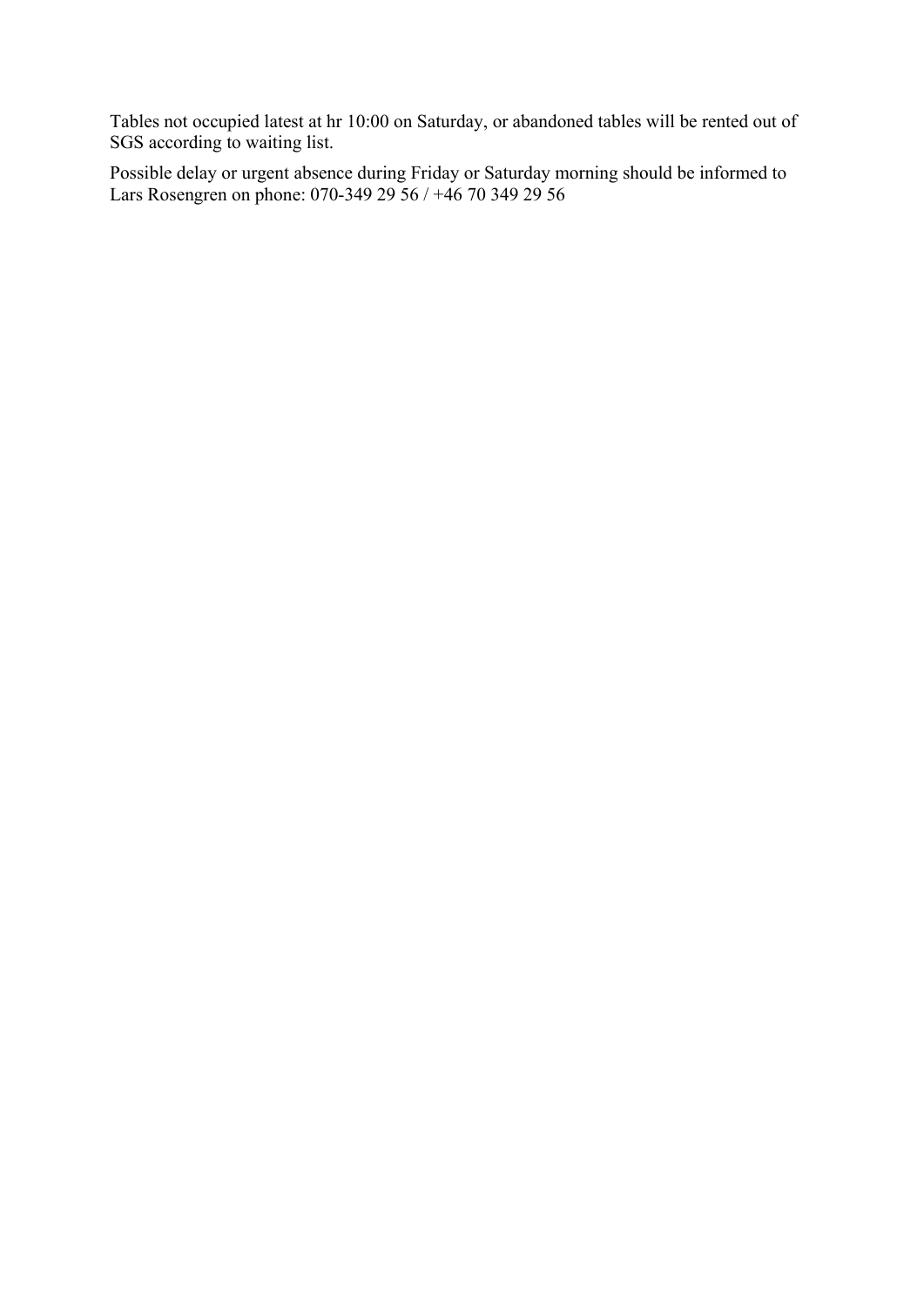Tables not occupied latest at hr 10:00 on Saturday, or abandoned tables will be rented out of SGS according to waiting list.

Possible delay or urgent absence during Friday or Saturday morning should be informed to Lars Rosengren on phone: 070-349 29 56 / +46 70 349 29 56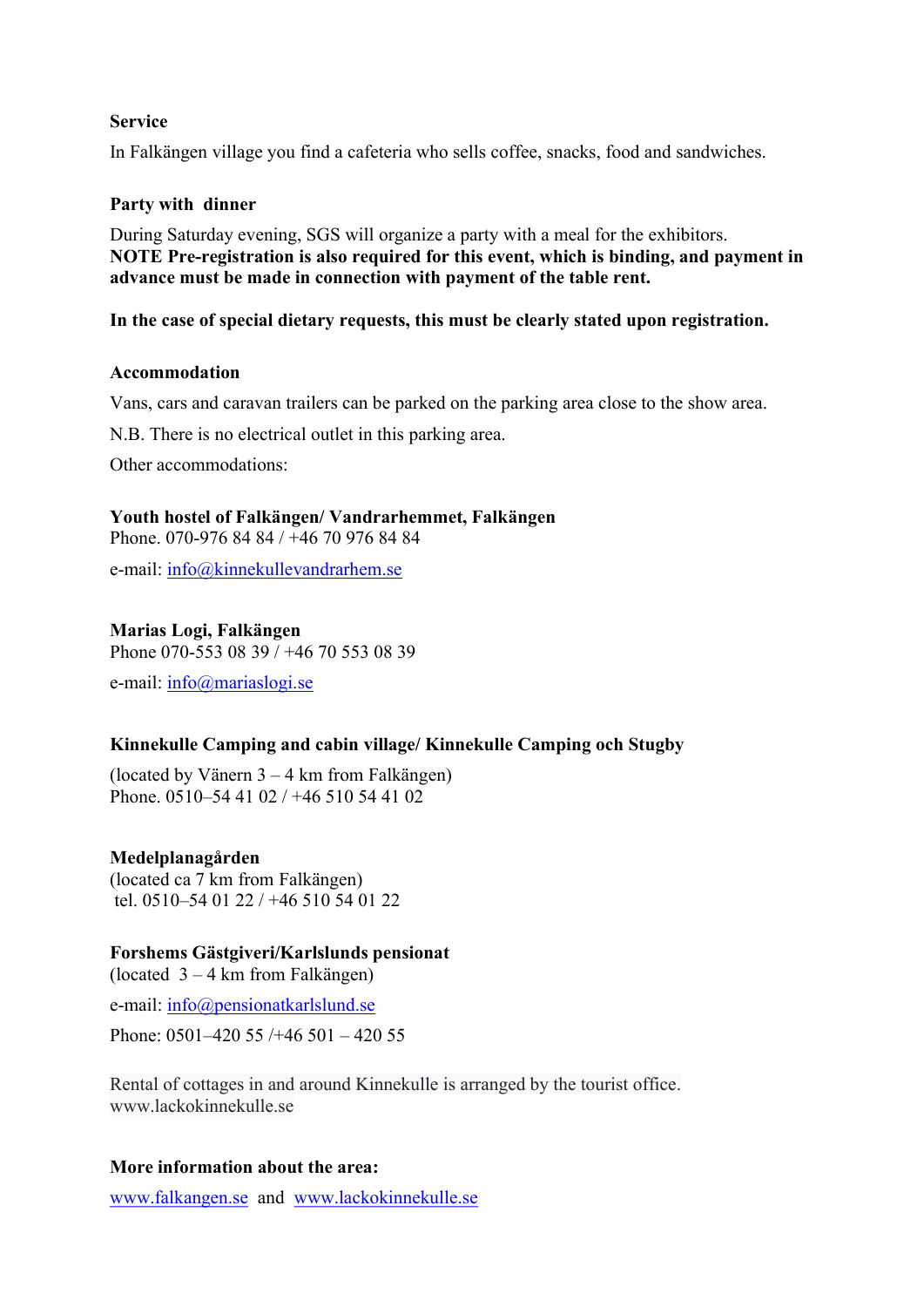**Service**

In Falkängen village you find a cafeteria who sells coffee, snacks, food and sandwiches.

**Party with dinner**

During Saturday evening, SGS will organize a party with a meal for the exhibitors.
**NOTE Pre-registration is also required for this event, which is binding, and payment in advance must be made in connection with payment of the table rent.**

**In the case of special dietary requests, this must be clearly stated upon registration.**

**Accommodation**

Vans, cars and caravan trailers can be parked on the parking area close to the show area.

N.B. There is no electrical outlet in this parking area.

Other accommodations:

**Youth hostel of Falkängen/ Vandrarhemmet, Falkängen**
Phone. 070-976 84 84 / +46 70 976 84 84

e-mail: info@kinnekullevandrarhem.se

**Marias Logi, Falkängen**
Phone 070-553 08 39 / +46 70 553 08 39

e-mail: info@mariaslogi.se

**Kinnekulle Camping and cabin village/ Kinnekulle Camping och Stugby**

(located by Vänern 3 – 4 km from Falkängen)
Phone. 0510–54 41 02 / +46 510 54 41 02

**Medelplanagården**
(located ca 7 km from Falkängen)
tel. 0510–54 01 22 / +46 510 54 01 22

**Forshems Gästgiveri/Karlslunds pensionat**
(located 3 – 4 km from Falkängen)

e-mail: info@pensionatkarlslund.se

Phone: 0501–420 55 /+46 501 – 420 55

Rental of cottages in and around Kinnekulle is arranged by the tourist office.
www.lackokinnekulle.se

**More information about the area:**

www.falkangen.se and www.lackokinnekulle.se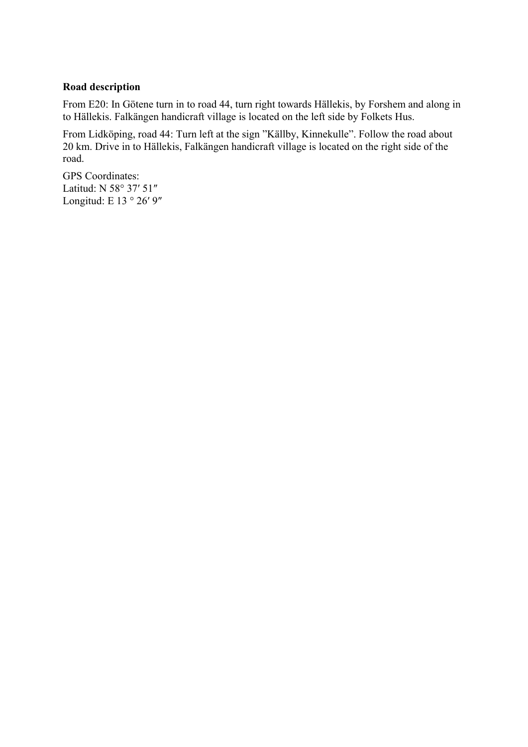**Road description**

From E20: In Götene turn in to road 44, turn right towards Hällekis, by Forshem and along in to Hällekis. Falkängen handicraft village is located on the left side by Folkets Hus.

From Lidköping, road 44: Turn left at the sign ”Källby, Kinnekulle”. Follow the road about 20 km. Drive in to Hällekis, Falkängen handicraft village is located on the right side of the road.

GPS Coordinates:
Latitud: N 58° 37′ 51″
Longitud: E 13 ° 26′ 9″